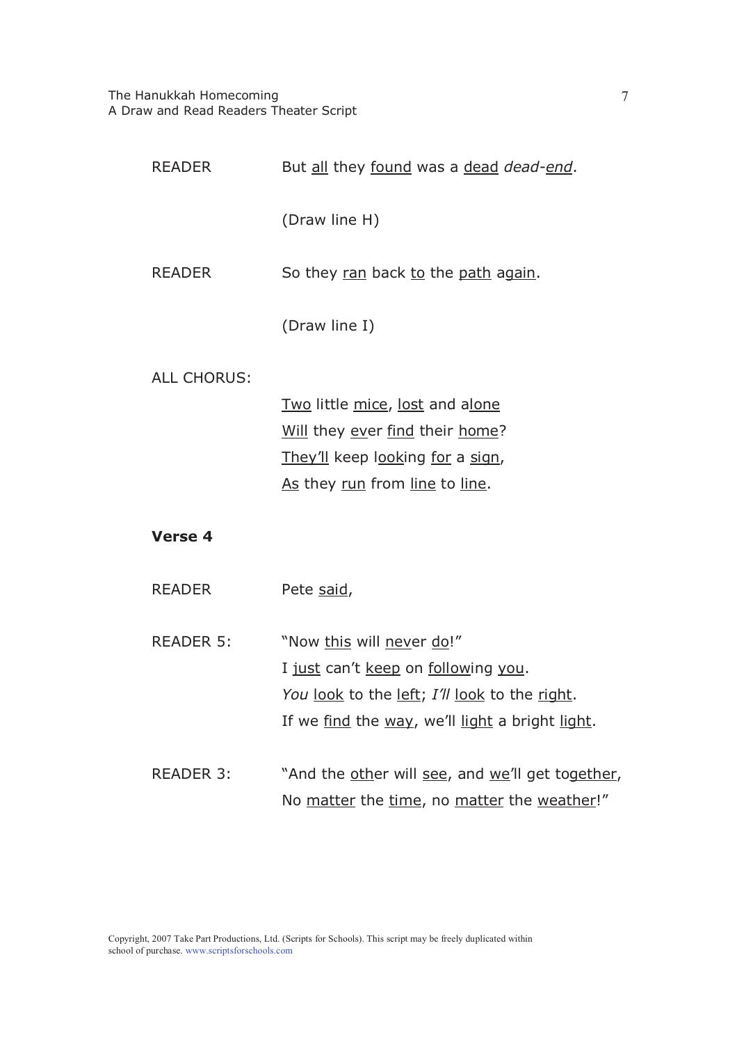READER But <u>all</u> they <u>found</u> was a <u>dead</u> *dead-<u>end</u>*.

(Draw line H)

READER So they <u>ran</u> back <u>to</u> the <u>path</u> <u>again</u>.

(Draw line I)

ALL CHORUS:

<u>Two</u> little <u>mice</u>, <u>lost</u> and a<u>lone</u>
<u>Will</u> they <u>ev</u>er <u>find</u> their <u>home</u>?
<u>They'll</u> keep l<u>ook</u>ing <u>for</u> a <u>sign</u>,
<u>As</u> they <u>run</u> from <u>line</u> to <u>line</u>.

**Verse 4**

READER Pete <u>said</u>,

READER 5: "Now <u>this</u> will <u>nev</u>er <u>do</u>!"
I <u>just</u> can't <u>keep</u> on <u>follow</u>ing <u>you</u>.
*You* <u>look</u> to the <u>left</u>; *I'll* <u>look</u> to the <u>right</u>.
If we <u>find</u> the <u>way</u>, we'll <u>light</u> a bright <u>light</u>.

READER 3: "And the <u>oth</u>er will <u>see</u>, and <u>we</u>'ll get to<u>gether</u>,
No <u>matter</u> the <u>time</u>, no <u>matter</u> the <u>weather</u>!"

Copyright, 2007 Take Part Productions, Ltd. (Scripts for Schools). This script may be freely duplicated within school of purchase. www.scriptsforschools.com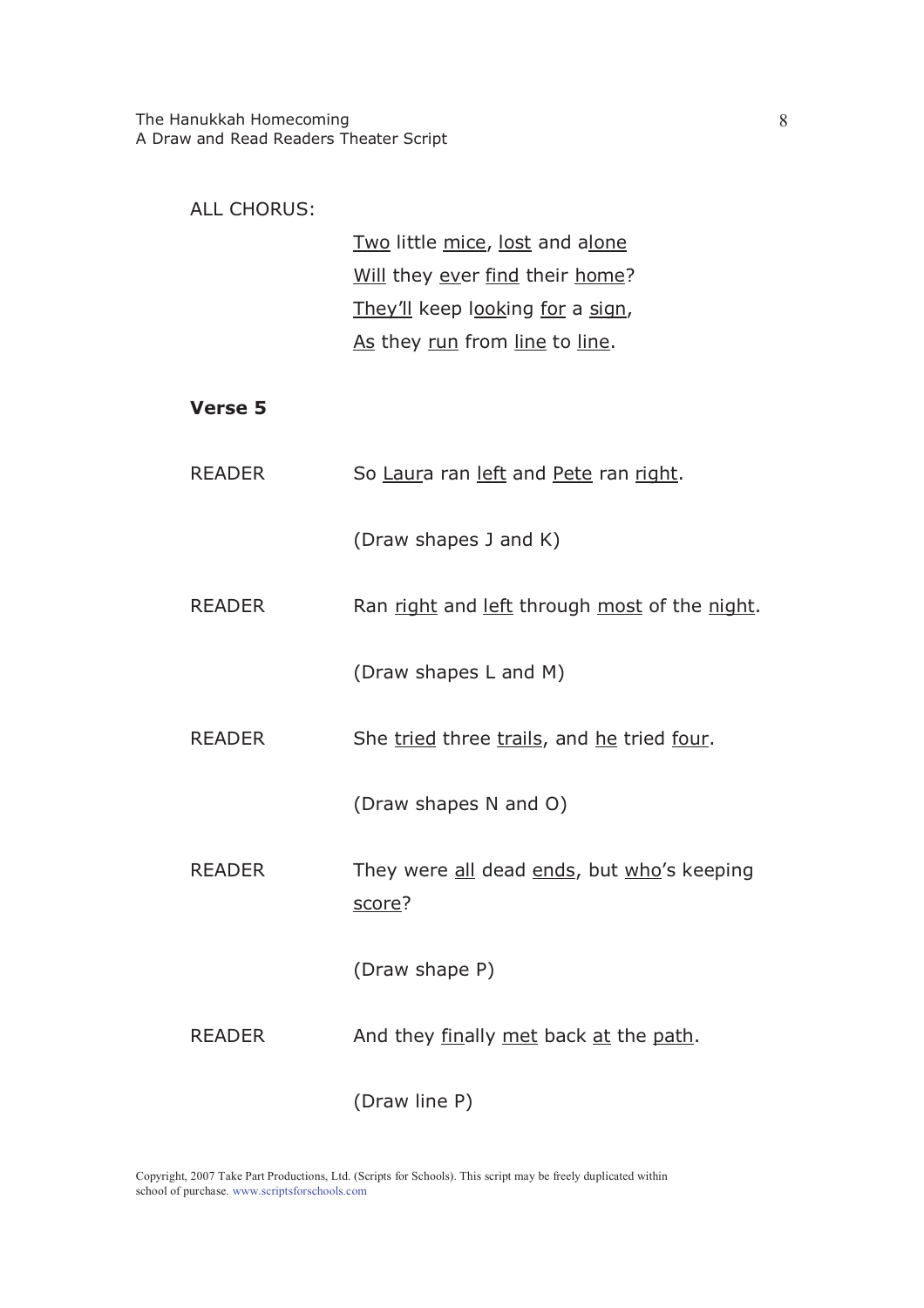ALL CHORUS:

Two little mice, lost and alone
Will they ever find their home?
They'll keep looking for a sign,
As they run from line to line.

**Verse 5**

READER So Laura ran left and Pete ran right.

(Draw shapes J and K)

READER Ran right and left through most of the night.

(Draw shapes L and M)

READER She tried three trails, and he tried four.

(Draw shapes N and O)

READER They were all dead ends, but who's keeping score?

(Draw shape P)

READER And they finally met back at the path.

(Draw line P)

Copyright, 2007 Take Part Productions, Ltd. (Scripts for Schools). This script may be freely duplicated within school of purchase. www.scriptsforschools.com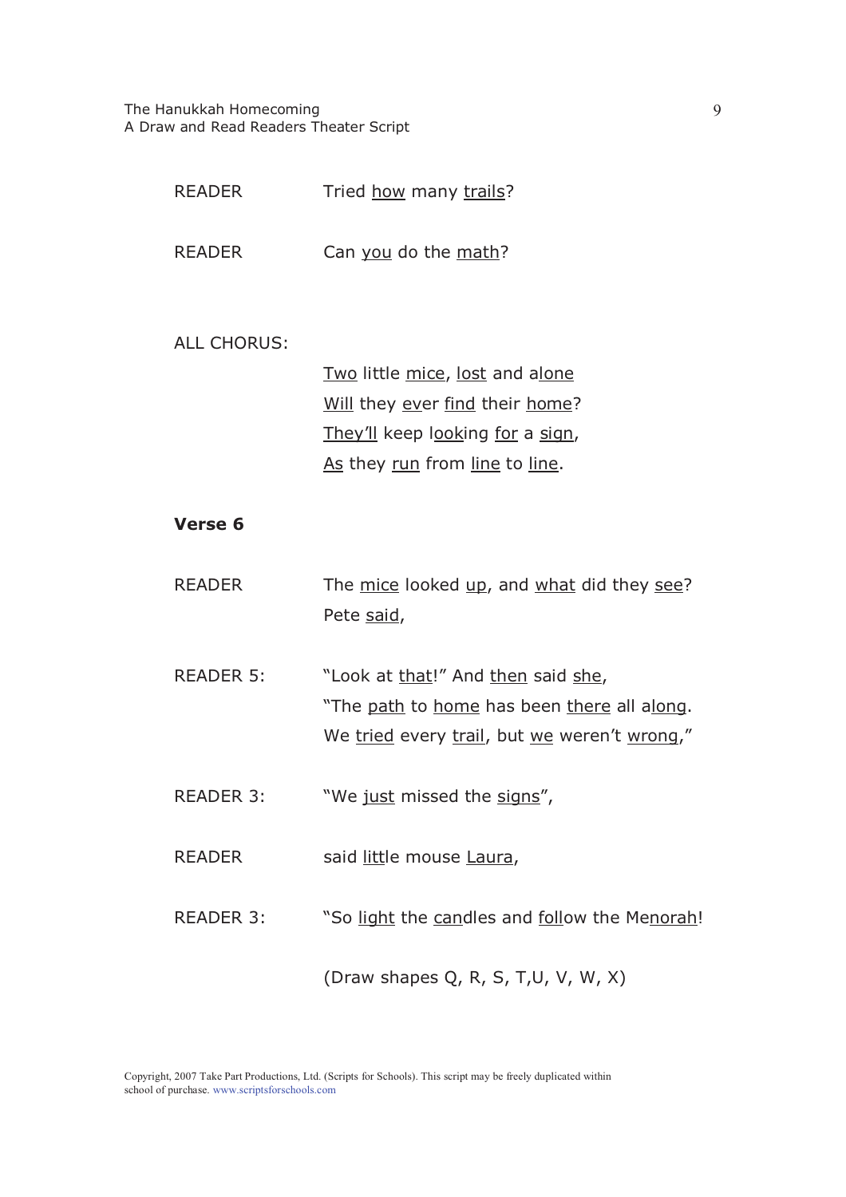READER Tried how many trails?

READER Can you do the math?

ALL CHORUS:

Two little mice, lost and alone
Will they ever find their home?
They'll keep looking for a sign,
As they run from line to line.

**Verse 6**

READER The mice looked up, and what did they see?
Pete said,

READER 5: "Look at that!" And then said she,
"The path to home has been there all along.
We tried every trail, but we weren't wrong,"

READER 3: "We just missed the signs",

READER said little mouse Laura,

READER 3: "So light the candles and follow the Menorah!

(Draw shapes Q, R, S, T,U, V, W, X)

Copyright, 2007 Take Part Productions, Ltd. (Scripts for Schools). This script may be freely duplicated within school of purchase. www.scriptsforschools.com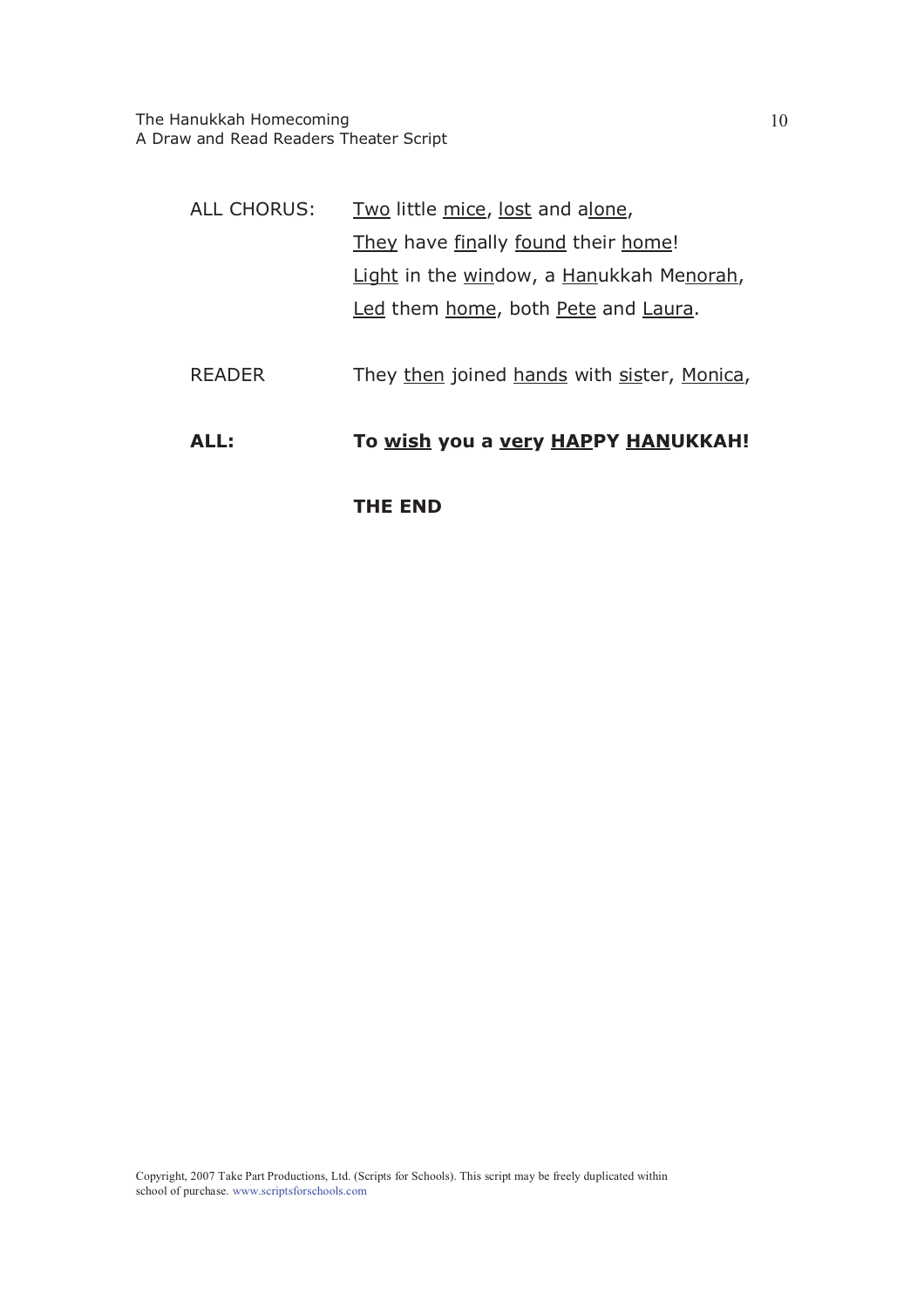ALL CHORUS: <u>Two</u> little <u>mice</u>, <u>lost</u> and a<u>lone</u>,
<u>They</u> have <u>fin</u>ally <u>found</u> their <u>home</u>!
<u>Light</u> in the <u>win</u>dow, a <u>Han</u>ukkah Me<u>norah</u>,
<u>Led</u> them <u>home</u>, both <u>Pete</u> and <u>Laura</u>.

READER They <u>then</u> joined <u>hands</u> with <u>sis</u>ter, <u>Monica</u>,

**ALL: To <u>wish</u> you a <u>very</u> <u>HAP</u>PY <u>HAN</u>UKKAH!**

**THE END**

Copyright, 2007 Take Part Productions, Ltd. (Scripts for Schools). This script may be freely duplicated within school of purchase. www.scriptsforschools.com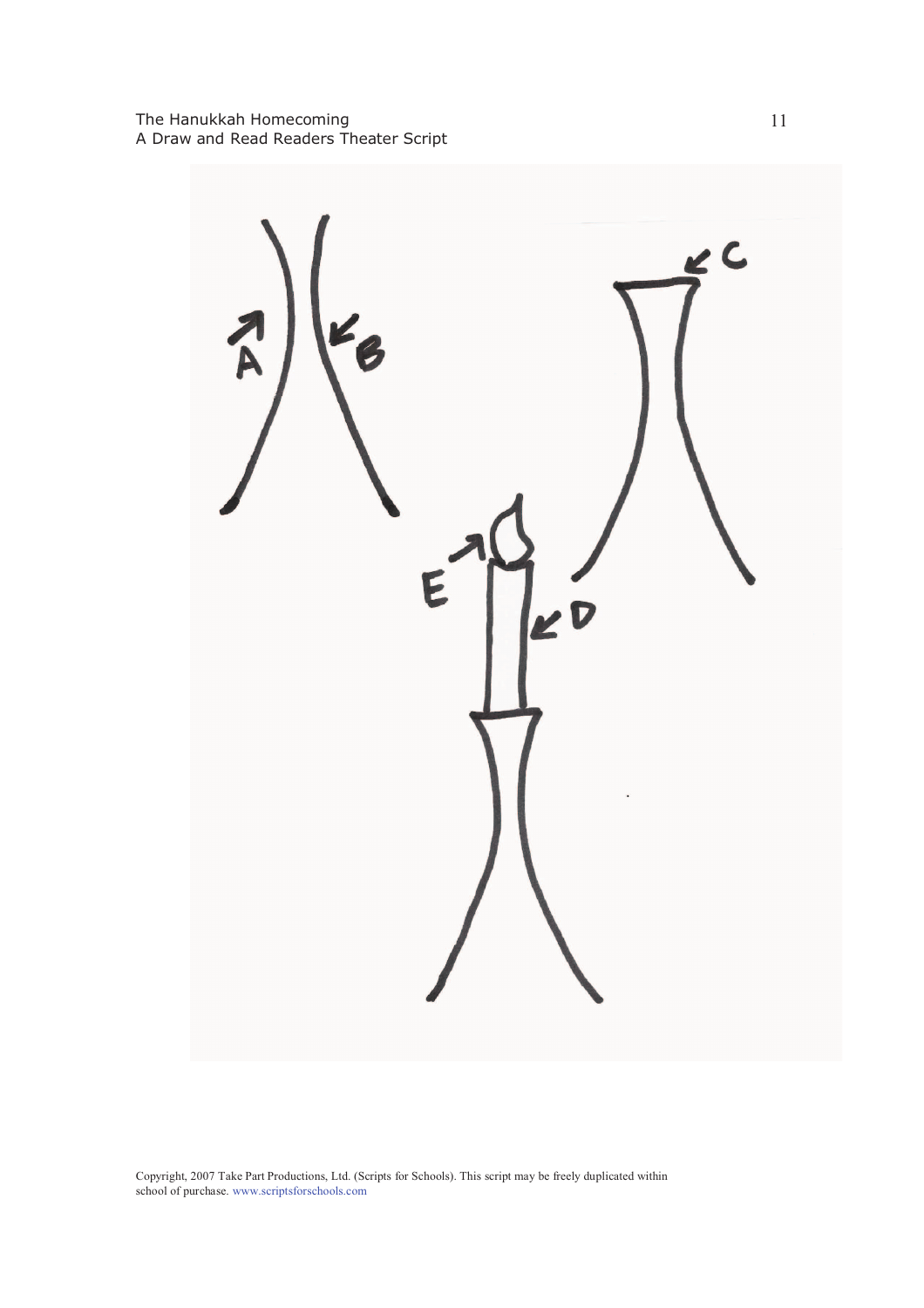A

B

C

D

E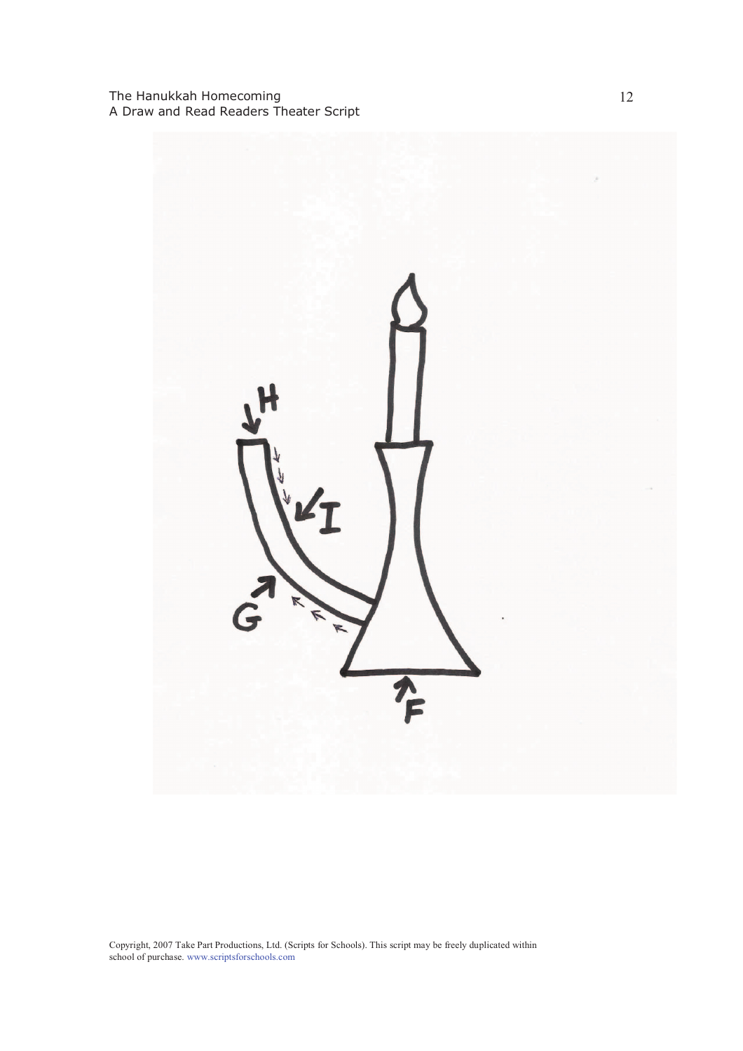H

I

G

F